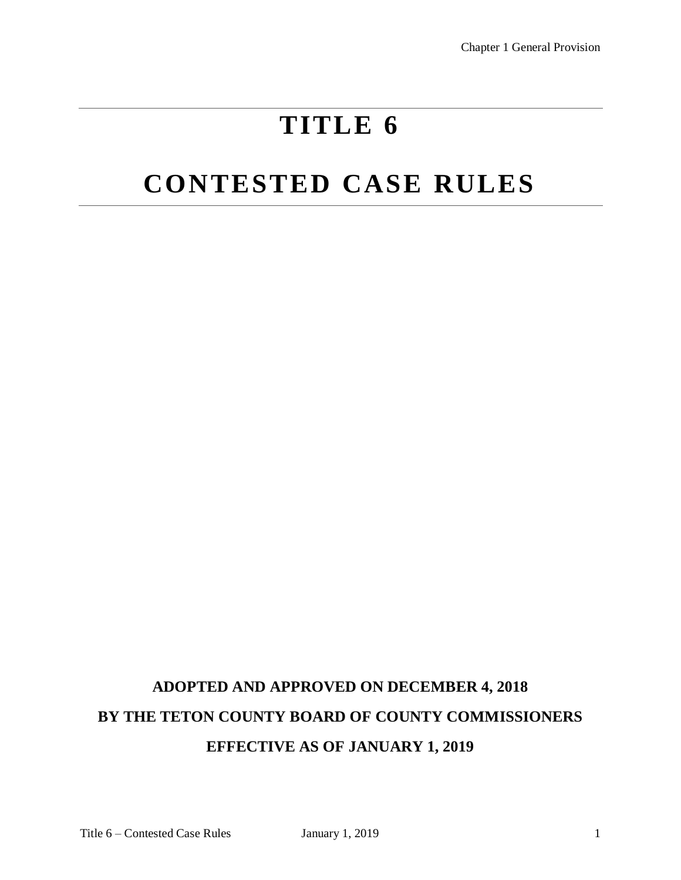# TITLE 6

# CONTESTED CASE RULES

**ADOPTED AND APPROVED ON DECEMBER 4, 2018**

**BY THE TETON COUNTY BOARD OF COUNTY COMMISSIONERS**

**EFFECTIVE AS OF JANUARY 1, 2019**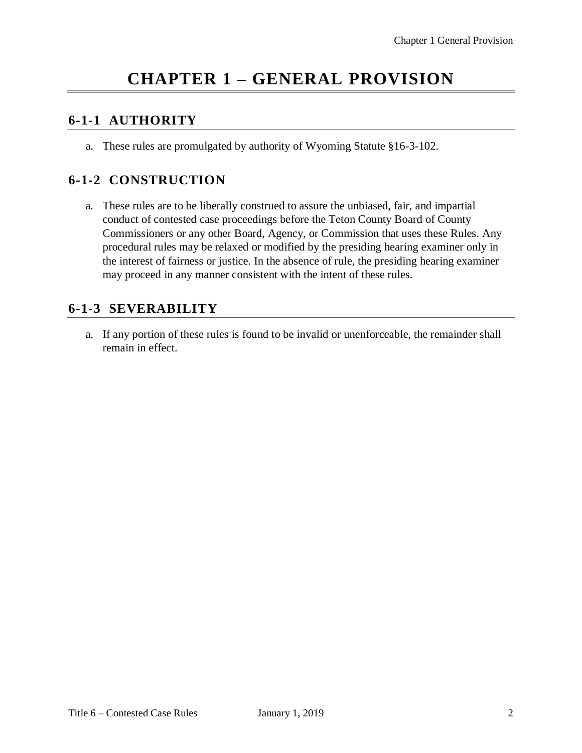# CHAPTER 1 – GENERAL PROVISION

## 6-1-1 AUTHORITY

a. These rules are promulgated by authority of Wyoming Statute §16-3-102.

## 6-1-2 CONSTRUCTION

a. These rules are to be liberally construed to assure the unbiased, fair, and impartial conduct of contested case proceedings before the Teton County Board of County Commissioners or any other Board, Agency, or Commission that uses these Rules. Any procedural rules may be relaxed or modified by the presiding hearing examiner only in the interest of fairness or justice. In the absence of rule, the presiding hearing examiner may proceed in any manner consistent with the intent of these rules.

## 6-1-3 SEVERABILITY

a. If any portion of these rules is found to be invalid or unenforceable, the remainder shall remain in effect.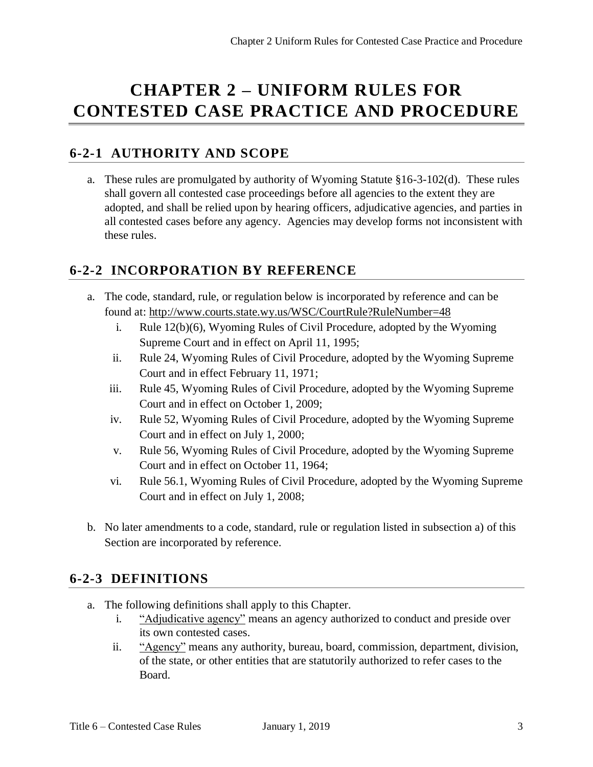# CHAPTER 2 – UNIFORM RULES FOR CONTESTED CASE PRACTICE AND PROCEDURE

## 6-2-1 AUTHORITY AND SCOPE

a. These rules are promulgated by authority of Wyoming Statute §16-3-102(d). These rules shall govern all contested case proceedings before all agencies to the extent they are adopted, and shall be relied upon by hearing officers, adjudicative agencies, and parties in all contested cases before any agency. Agencies may develop forms not inconsistent with these rules.

## 6-2-2 INCORPORATION BY REFERENCE

a. The code, standard, rule, or regulation below is incorporated by reference and can be found at: http://www.courts.state.wy.us/WSC/CourtRule?RuleNumber=48
   i. Rule 12(b)(6), Wyoming Rules of Civil Procedure, adopted by the Wyoming Supreme Court and in effect on April 11, 1995;
   ii. Rule 24, Wyoming Rules of Civil Procedure, adopted by the Wyoming Supreme Court and in effect February 11, 1971;
   iii. Rule 45, Wyoming Rules of Civil Procedure, adopted by the Wyoming Supreme Court and in effect on October 1, 2009;
   iv. Rule 52, Wyoming Rules of Civil Procedure, adopted by the Wyoming Supreme Court and in effect on July 1, 2000;
   v. Rule 56, Wyoming Rules of Civil Procedure, adopted by the Wyoming Supreme Court and in effect on October 11, 1964;
   vi. Rule 56.1, Wyoming Rules of Civil Procedure, adopted by the Wyoming Supreme Court and in effect on July 1, 2008;

b. No later amendments to a code, standard, rule or regulation listed in subsection a) of this Section are incorporated by reference.

## 6-2-3 DEFINITIONS

a. The following definitions shall apply to this Chapter.
   i. "Adjudicative agency" means an agency authorized to conduct and preside over its own contested cases.
   ii. "Agency" means any authority, bureau, board, commission, department, division, of the state, or other entities that are statutorily authorized to refer cases to the Board.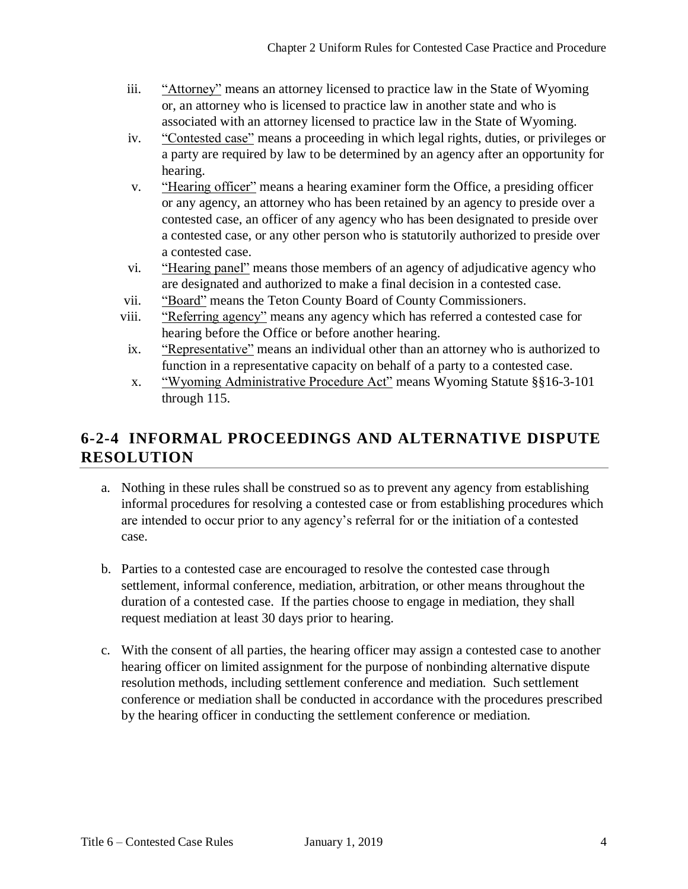iii. <u>"Attorney"</u> means an attorney licensed to practice law in the State of Wyoming or, an attorney who is licensed to practice law in another state and who is associated with an attorney licensed to practice law in the State of Wyoming.

iv. <u>"Contested case"</u> means a proceeding in which legal rights, duties, or privileges or a party are required by law to be determined by an agency after an opportunity for hearing.

v. <u>"Hearing officer"</u> means a hearing examiner form the Office, a presiding officer or any agency, an attorney who has been retained by an agency to preside over a contested case, an officer of any agency who has been designated to preside over a contested case, or any other person who is statutorily authorized to preside over a contested case.

vi. <u>"Hearing panel"</u> means those members of an agency of adjudicative agency who are designated and authorized to make a final decision in a contested case.

vii. <u>"Board"</u> means the Teton County Board of County Commissioners.

viii. <u>"Referring agency"</u> means any agency which has referred a contested case for hearing before the Office or before another hearing.

ix. <u>"Representative"</u> means an individual other than an attorney who is authorized to function in a representative capacity on behalf of a party to a contested case.

x. <u>"Wyoming Administrative Procedure Act"</u> means Wyoming Statute §§16-3-101 through 115.

## 6-2-4 INFORMAL PROCEEDINGS AND ALTERNATIVE DISPUTE RESOLUTION

a. Nothing in these rules shall be construed so as to prevent any agency from establishing informal procedures for resolving a contested case or from establishing procedures which are intended to occur prior to any agency's referral for or the initiation of a contested case.

b. Parties to a contested case are encouraged to resolve the contested case through settlement, informal conference, mediation, arbitration, or other means throughout the duration of a contested case. If the parties choose to engage in mediation, they shall request mediation at least 30 days prior to hearing.

c. With the consent of all parties, the hearing officer may assign a contested case to another hearing officer on limited assignment for the purpose of nonbinding alternative dispute resolution methods, including settlement conference and mediation. Such settlement conference or mediation shall be conducted in accordance with the procedures prescribed by the hearing officer in conducting the settlement conference or mediation.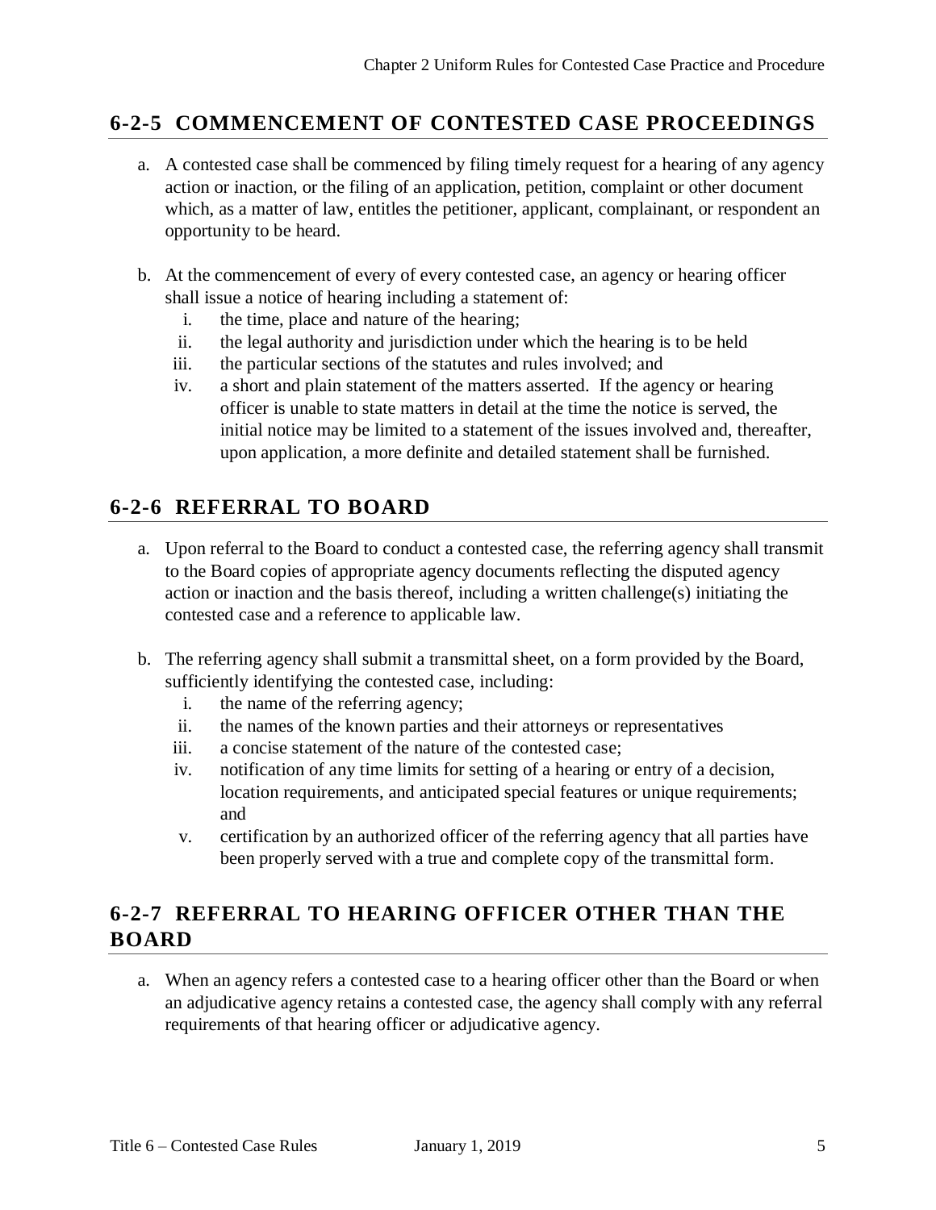## 6-2-5 COMMENCEMENT OF CONTESTED CASE PROCEEDINGS

a. A contested case shall be commenced by filing timely request for a hearing of any agency action or inaction, or the filing of an application, petition, complaint or other document which, as a matter of law, entitles the petitioner, applicant, complainant, or respondent an opportunity to be heard.

b. At the commencement of every of every contested case, an agency or hearing officer shall issue a notice of hearing including a statement of:
   i. the time, place and nature of the hearing;
   ii. the legal authority and jurisdiction under which the hearing is to be held
   iii. the particular sections of the statutes and rules involved; and
   iv. a short and plain statement of the matters asserted. If the agency or hearing officer is unable to state matters in detail at the time the notice is served, the initial notice may be limited to a statement of the issues involved and, thereafter, upon application, a more definite and detailed statement shall be furnished.

## 6-2-6 REFERRAL TO BOARD

a. Upon referral to the Board to conduct a contested case, the referring agency shall transmit to the Board copies of appropriate agency documents reflecting the disputed agency action or inaction and the basis thereof, including a written challenge(s) initiating the contested case and a reference to applicable law.

b. The referring agency shall submit a transmittal sheet, on a form provided by the Board, sufficiently identifying the contested case, including:
   i. the name of the referring agency;
   ii. the names of the known parties and their attorneys or representatives
   iii. a concise statement of the nature of the contested case;
   iv. notification of any time limits for setting of a hearing or entry of a decision, location requirements, and anticipated special features or unique requirements; and
   v. certification by an authorized officer of the referring agency that all parties have been properly served with a true and complete copy of the transmittal form.

## 6-2-7 REFERRAL TO HEARING OFFICER OTHER THAN THE BOARD

a. When an agency refers a contested case to a hearing officer other than the Board or when an adjudicative agency retains a contested case, the agency shall comply with any referral requirements of that hearing officer or adjudicative agency.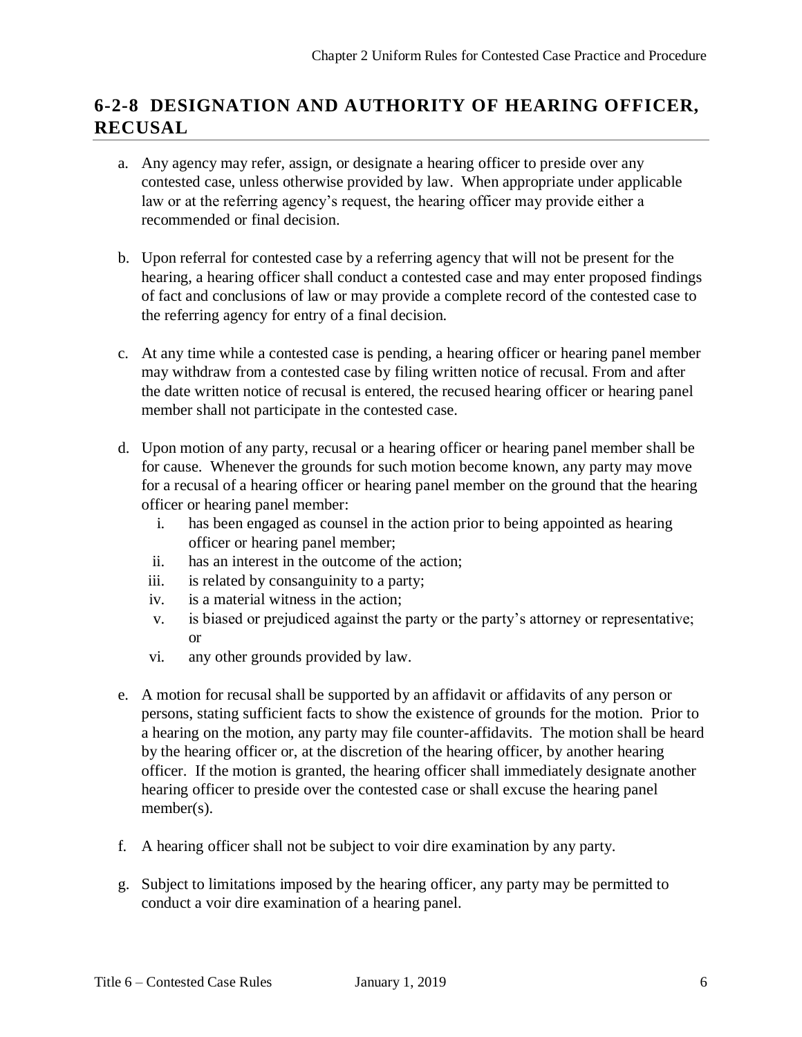## 6-2-8 DESIGNATION AND AUTHORITY OF HEARING OFFICER, RECUSAL

a. Any agency may refer, assign, or designate a hearing officer to preside over any contested case, unless otherwise provided by law. When appropriate under applicable law or at the referring agency's request, the hearing officer may provide either a recommended or final decision.

b. Upon referral for contested case by a referring agency that will not be present for the hearing, a hearing officer shall conduct a contested case and may enter proposed findings of fact and conclusions of law or may provide a complete record of the contested case to the referring agency for entry of a final decision.

c. At any time while a contested case is pending, a hearing officer or hearing panel member may withdraw from a contested case by filing written notice of recusal. From and after the date written notice of recusal is entered, the recused hearing officer or hearing panel member shall not participate in the contested case.

d. Upon motion of any party, recusal or a hearing officer or hearing panel member shall be for cause. Whenever the grounds for such motion become known, any party may move for a recusal of a hearing officer or hearing panel member on the ground that the hearing officer or hearing panel member:
    i. has been engaged as counsel in the action prior to being appointed as hearing officer or hearing panel member;
    ii. has an interest in the outcome of the action;
    iii. is related by consanguinity to a party;
    iv. is a material witness in the action;
    v. is biased or prejudiced against the party or the party's attorney or representative; or
    vi. any other grounds provided by law.

e. A motion for recusal shall be supported by an affidavit or affidavits of any person or persons, stating sufficient facts to show the existence of grounds for the motion. Prior to a hearing on the motion, any party may file counter-affidavits. The motion shall be heard by the hearing officer or, at the discretion of the hearing officer, by another hearing officer. If the motion is granted, the hearing officer shall immediately designate another hearing officer to preside over the contested case or shall excuse the hearing panel member(s).

f. A hearing officer shall not be subject to voir dire examination by any party.

g. Subject to limitations imposed by the hearing officer, any party may be permitted to conduct a voir dire examination of a hearing panel.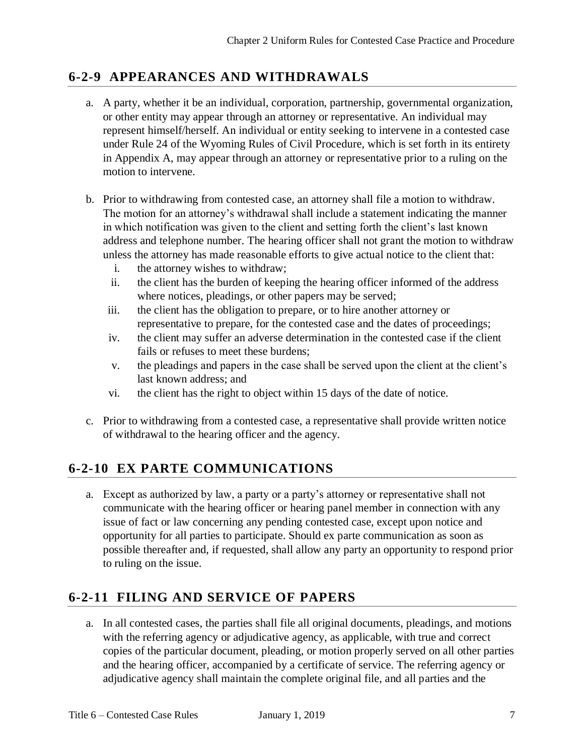## 6-2-9 APPEARANCES AND WITHDRAWALS

a. A party, whether it be an individual, corporation, partnership, governmental organization, or other entity may appear through an attorney or representative. An individual may represent himself/herself. An individual or entity seeking to intervene in a contested case under Rule 24 of the Wyoming Rules of Civil Procedure, which is set forth in its entirety in Appendix A, may appear through an attorney or representative prior to a ruling on the motion to intervene.

b. Prior to withdrawing from contested case, an attorney shall file a motion to withdraw. The motion for an attorney's withdrawal shall include a statement indicating the manner in which notification was given to the client and setting forth the client's last known address and telephone number. The hearing officer shall not grant the motion to withdraw unless the attorney has made reasonable efforts to give actual notice to the client that:
   i. the attorney wishes to withdraw;
   ii. the client has the burden of keeping the hearing officer informed of the address where notices, pleadings, or other papers may be served;
   iii. the client has the obligation to prepare, or to hire another attorney or representative to prepare, for the contested case and the dates of proceedings;
   iv. the client may suffer an adverse determination in the contested case if the client fails or refuses to meet these burdens;
   v. the pleadings and papers in the case shall be served upon the client at the client's last known address; and
   vi. the client has the right to object within 15 days of the date of notice.

c. Prior to withdrawing from a contested case, a representative shall provide written notice of withdrawal to the hearing officer and the agency.

## 6-2-10 EX PARTE COMMUNICATIONS

a. Except as authorized by law, a party or a party's attorney or representative shall not communicate with the hearing officer or hearing panel member in connection with any issue of fact or law concerning any pending contested case, except upon notice and opportunity for all parties to participate. Should ex parte communication as soon as possible thereafter and, if requested, shall allow any party an opportunity to respond prior to ruling on the issue.

## 6-2-11 FILING AND SERVICE OF PAPERS

a. In all contested cases, the parties shall file all original documents, pleadings, and motions with the referring agency or adjudicative agency, as applicable, with true and correct copies of the particular document, pleading, or motion properly served on all other parties and the hearing officer, accompanied by a certificate of service. The referring agency or adjudicative agency shall maintain the complete original file, and all parties and the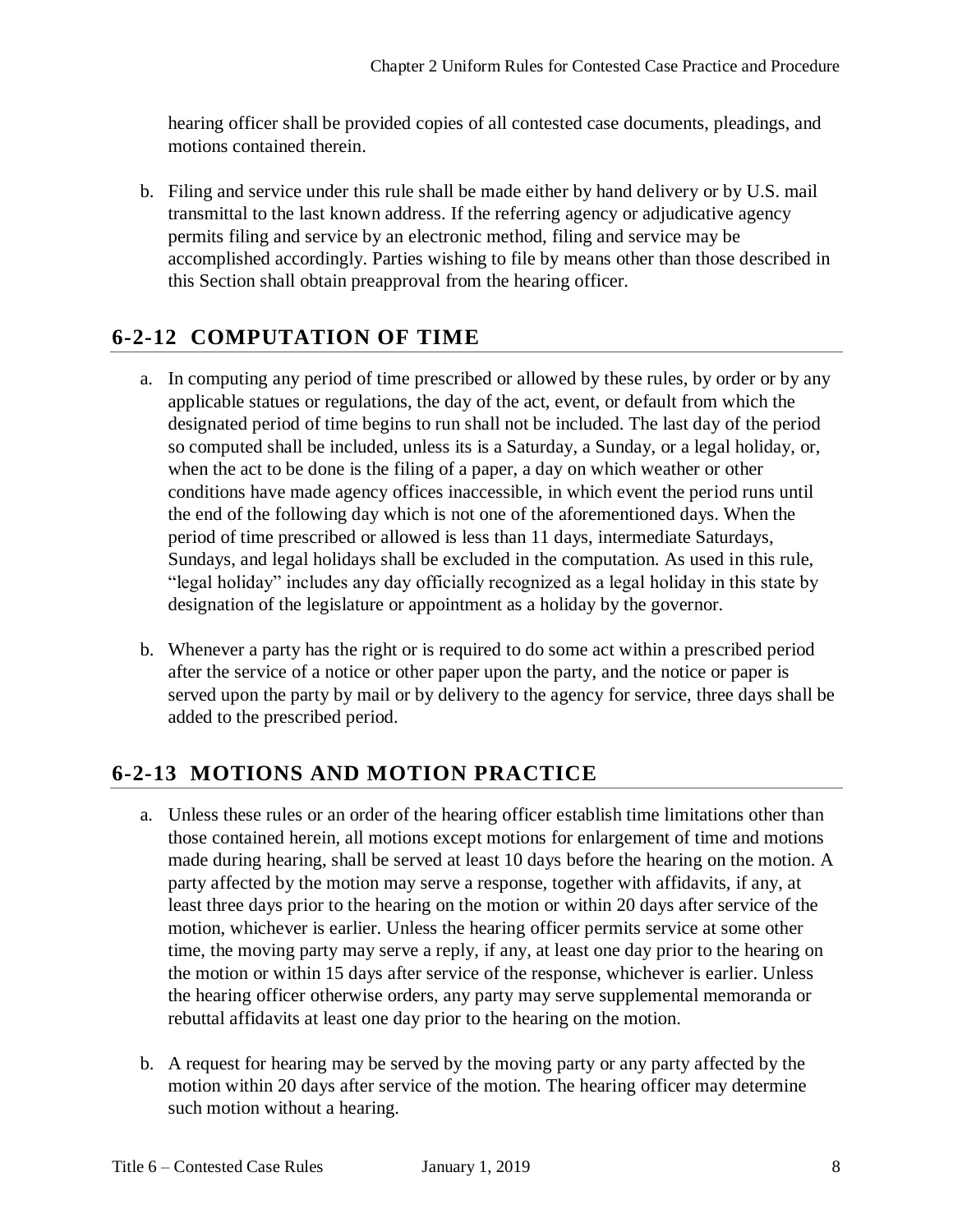hearing officer shall be provided copies of all contested case documents, pleadings, and motions contained therein.

b. Filing and service under this rule shall be made either by hand delivery or by U.S. mail transmittal to the last known address. If the referring agency or adjudicative agency permits filing and service by an electronic method, filing and service may be accomplished accordingly. Parties wishing to file by means other than those described in this Section shall obtain preapproval from the hearing officer.

## 6-2-12 COMPUTATION OF TIME

a. In computing any period of time prescribed or allowed by these rules, by order or by any applicable statues or regulations, the day of the act, event, or default from which the designated period of time begins to run shall not be included. The last day of the period so computed shall be included, unless its is a Saturday, a Sunday, or a legal holiday, or, when the act to be done is the filing of a paper, a day on which weather or other conditions have made agency offices inaccessible, in which event the period runs until the end of the following day which is not one of the aforementioned days. When the period of time prescribed or allowed is less than 11 days, intermediate Saturdays, Sundays, and legal holidays shall be excluded in the computation. As used in this rule, "legal holiday" includes any day officially recognized as a legal holiday in this state by designation of the legislature or appointment as a holiday by the governor.

b. Whenever a party has the right or is required to do some act within a prescribed period after the service of a notice or other paper upon the party, and the notice or paper is served upon the party by mail or by delivery to the agency for service, three days shall be added to the prescribed period.

## 6-2-13 MOTIONS AND MOTION PRACTICE

a. Unless these rules or an order of the hearing officer establish time limitations other than those contained herein, all motions except motions for enlargement of time and motions made during hearing, shall be served at least 10 days before the hearing on the motion. A party affected by the motion may serve a response, together with affidavits, if any, at least three days prior to the hearing on the motion or within 20 days after service of the motion, whichever is earlier. Unless the hearing officer permits service at some other time, the moving party may serve a reply, if any, at least one day prior to the hearing on the motion or within 15 days after service of the response, whichever is earlier. Unless the hearing officer otherwise orders, any party may serve supplemental memoranda or rebuttal affidavits at least one day prior to the hearing on the motion.

b. A request for hearing may be served by the moving party or any party affected by the motion within 20 days after service of the motion. The hearing officer may determine such motion without a hearing.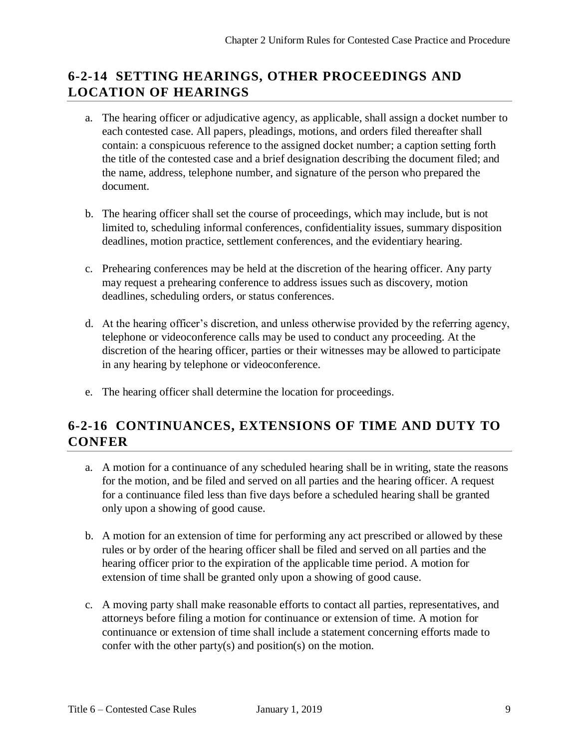## 6-2-14 SETTING HEARINGS, OTHER PROCEEDINGS AND LOCATION OF HEARINGS

a. The hearing officer or adjudicative agency, as applicable, shall assign a docket number to each contested case. All papers, pleadings, motions, and orders filed thereafter shall contain: a conspicuous reference to the assigned docket number; a caption setting forth the title of the contested case and a brief designation describing the document filed; and the name, address, telephone number, and signature of the person who prepared the document.

b. The hearing officer shall set the course of proceedings, which may include, but is not limited to, scheduling informal conferences, confidentiality issues, summary disposition deadlines, motion practice, settlement conferences, and the evidentiary hearing.

c. Prehearing conferences may be held at the discretion of the hearing officer. Any party may request a prehearing conference to address issues such as discovery, motion deadlines, scheduling orders, or status conferences.

d. At the hearing officer's discretion, and unless otherwise provided by the referring agency, telephone or videoconference calls may be used to conduct any proceeding. At the discretion of the hearing officer, parties or their witnesses may be allowed to participate in any hearing by telephone or videoconference.

e. The hearing officer shall determine the location for proceedings.

## 6-2-16 CONTINUANCES, EXTENSIONS OF TIME AND DUTY TO CONFER

a. A motion for a continuance of any scheduled hearing shall be in writing, state the reasons for the motion, and be filed and served on all parties and the hearing officer. A request for a continuance filed less than five days before a scheduled hearing shall be granted only upon a showing of good cause.

b. A motion for an extension of time for performing any act prescribed or allowed by these rules or by order of the hearing officer shall be filed and served on all parties and the hearing officer prior to the expiration of the applicable time period. A motion for extension of time shall be granted only upon a showing of good cause.

c. A moving party shall make reasonable efforts to contact all parties, representatives, and attorneys before filing a motion for continuance or extension of time. A motion for continuance or extension of time shall include a statement concerning efforts made to confer with the other party(s) and position(s) on the motion.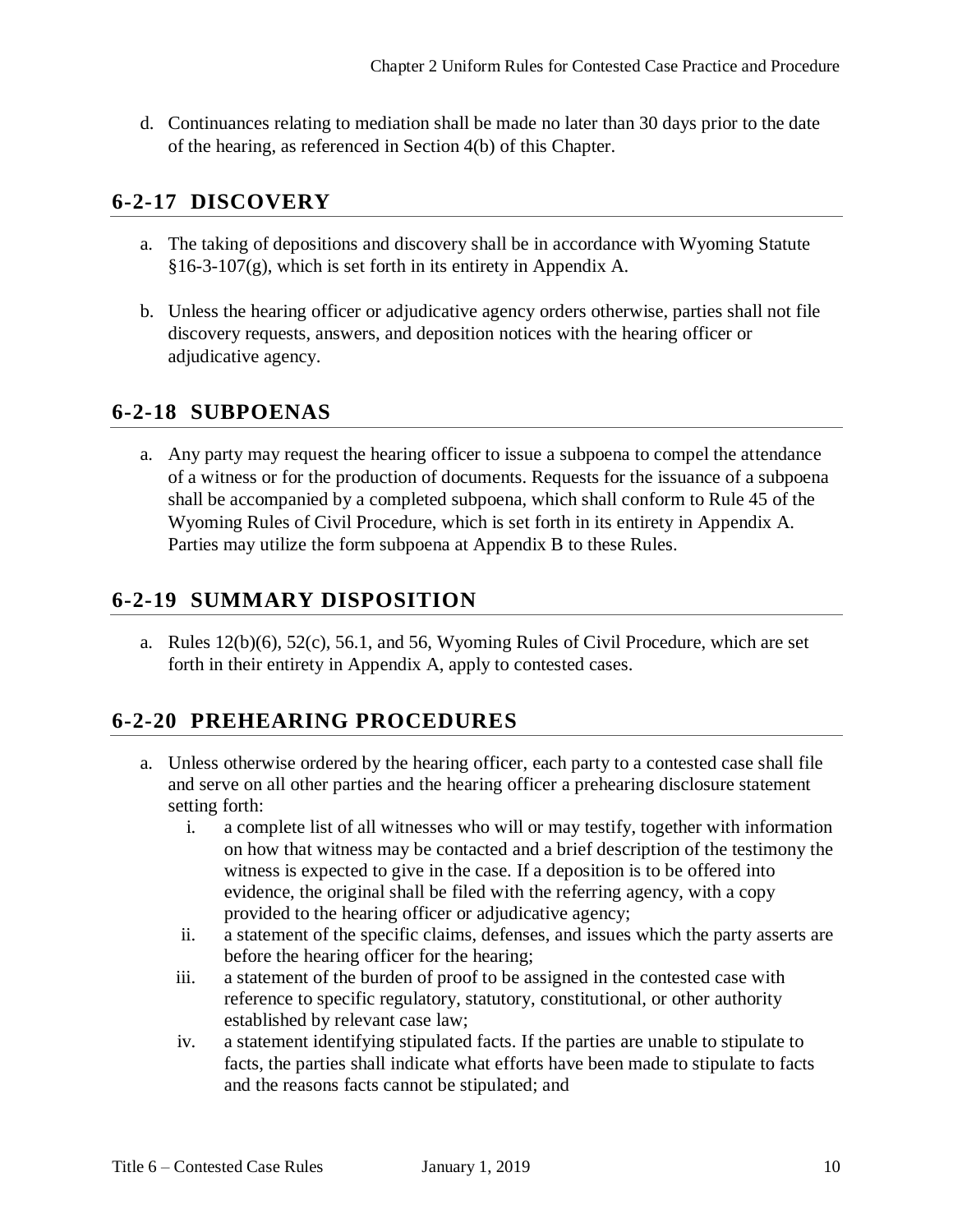d. Continuances relating to mediation shall be made no later than 30 days prior to the date of the hearing, as referenced in Section 4(b) of this Chapter.

## 6-2-17 DISCOVERY

a. The taking of depositions and discovery shall be in accordance with Wyoming Statute §16-3-107(g), which is set forth in its entirety in Appendix A.

b. Unless the hearing officer or adjudicative agency orders otherwise, parties shall not file discovery requests, answers, and deposition notices with the hearing officer or adjudicative agency.

## 6-2-18 SUBPOENAS

a. Any party may request the hearing officer to issue a subpoena to compel the attendance of a witness or for the production of documents. Requests for the issuance of a subpoena shall be accompanied by a completed subpoena, which shall conform to Rule 45 of the Wyoming Rules of Civil Procedure, which is set forth in its entirety in Appendix A. Parties may utilize the form subpoena at Appendix B to these Rules.

## 6-2-19 SUMMARY DISPOSITION

a. Rules 12(b)(6), 52(c), 56.1, and 56, Wyoming Rules of Civil Procedure, which are set forth in their entirety in Appendix A, apply to contested cases.

## 6-2-20 PREHEARING PROCEDURES

a. Unless otherwise ordered by the hearing officer, each party to a contested case shall file and serve on all other parties and the hearing officer a prehearing disclosure statement setting forth:
   i. a complete list of all witnesses who will or may testify, together with information on how that witness may be contacted and a brief description of the testimony the witness is expected to give in the case. If a deposition is to be offered into evidence, the original shall be filed with the referring agency, with a copy provided to the hearing officer or adjudicative agency;
   ii. a statement of the specific claims, defenses, and issues which the party asserts are before the hearing officer for the hearing;
   iii. a statement of the burden of proof to be assigned in the contested case with reference to specific regulatory, statutory, constitutional, or other authority established by relevant case law;
   iv. a statement identifying stipulated facts. If the parties are unable to stipulate to facts, the parties shall indicate what efforts have been made to stipulate to facts and the reasons facts cannot be stipulated; and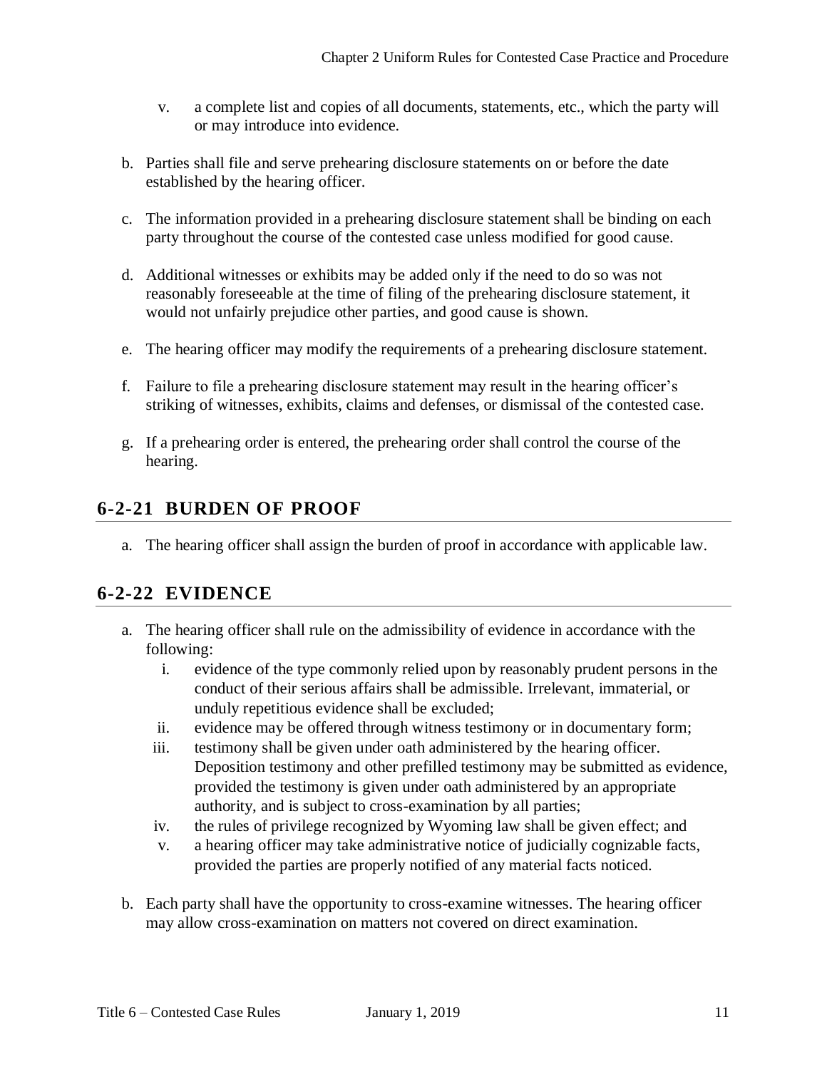v. a complete list and copies of all documents, statements, etc., which the party will or may introduce into evidence.

b. Parties shall file and serve prehearing disclosure statements on or before the date established by the hearing officer.

c. The information provided in a prehearing disclosure statement shall be binding on each party throughout the course of the contested case unless modified for good cause.

d. Additional witnesses or exhibits may be added only if the need to do so was not reasonably foreseeable at the time of filing of the prehearing disclosure statement, it would not unfairly prejudice other parties, and good cause is shown.

e. The hearing officer may modify the requirements of a prehearing disclosure statement.

f. Failure to file a prehearing disclosure statement may result in the hearing officer's striking of witnesses, exhibits, claims and defenses, or dismissal of the contested case.

g. If a prehearing order is entered, the prehearing order shall control the course of the hearing.

## 6-2-21 BURDEN OF PROOF

a. The hearing officer shall assign the burden of proof in accordance with applicable law.

## 6-2-22 EVIDENCE

a. The hearing officer shall rule on the admissibility of evidence in accordance with the following:
   i. evidence of the type commonly relied upon by reasonably prudent persons in the conduct of their serious affairs shall be admissible. Irrelevant, immaterial, or unduly repetitious evidence shall be excluded;
   ii. evidence may be offered through witness testimony or in documentary form;
   iii. testimony shall be given under oath administered by the hearing officer. Deposition testimony and other prefilled testimony may be submitted as evidence, provided the testimony is given under oath administered by an appropriate authority, and is subject to cross-examination by all parties;
   iv. the rules of privilege recognized by Wyoming law shall be given effect; and
   v. a hearing officer may take administrative notice of judicially cognizable facts, provided the parties are properly notified of any material facts noticed.

b. Each party shall have the opportunity to cross-examine witnesses. The hearing officer may allow cross-examination on matters not covered on direct examination.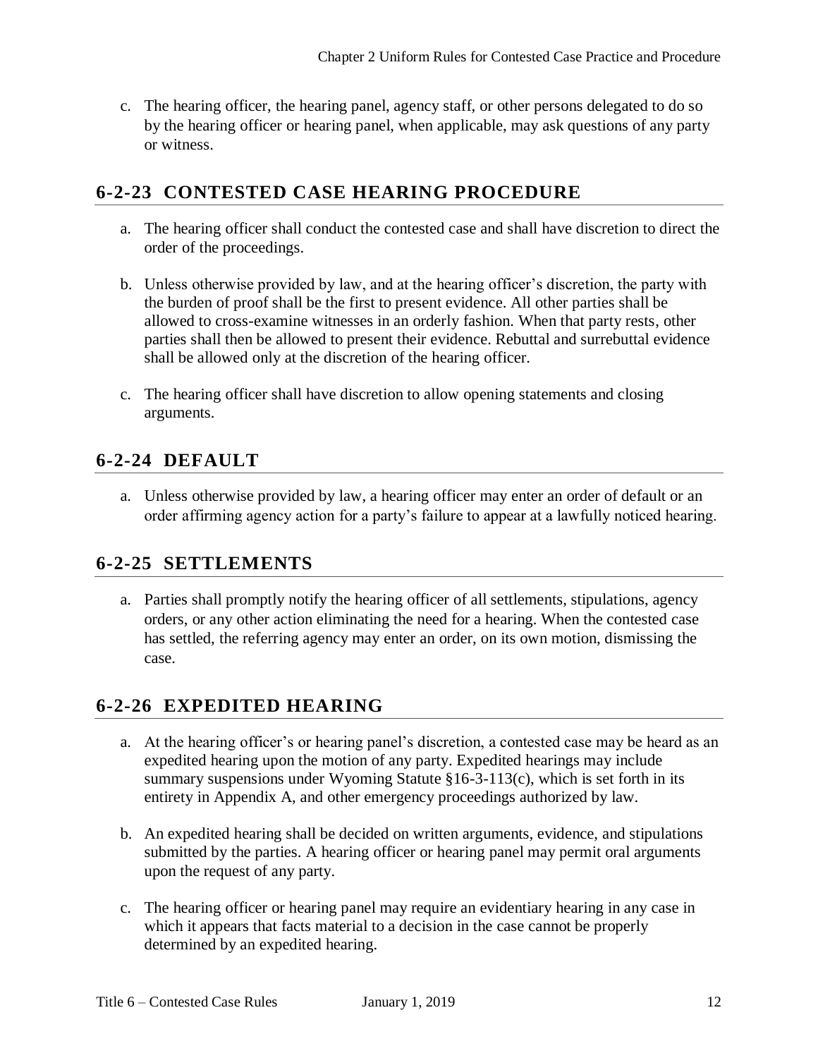c. The hearing officer, the hearing panel, agency staff, or other persons delegated to do so by the hearing officer or hearing panel, when applicable, may ask questions of any party or witness.

## 6-2-23 CONTESTED CASE HEARING PROCEDURE

a. The hearing officer shall conduct the contested case and shall have discretion to direct the order of the proceedings.

b. Unless otherwise provided by law, and at the hearing officer's discretion, the party with the burden of proof shall be the first to present evidence. All other parties shall be allowed to cross-examine witnesses in an orderly fashion. When that party rests, other parties shall then be allowed to present their evidence. Rebuttal and surrebuttal evidence shall be allowed only at the discretion of the hearing officer.

c. The hearing officer shall have discretion to allow opening statements and closing arguments.

## 6-2-24 DEFAULT

a. Unless otherwise provided by law, a hearing officer may enter an order of default or an order affirming agency action for a party's failure to appear at a lawfully noticed hearing.

## 6-2-25 SETTLEMENTS

a. Parties shall promptly notify the hearing officer of all settlements, stipulations, agency orders, or any other action eliminating the need for a hearing. When the contested case has settled, the referring agency may enter an order, on its own motion, dismissing the case.

## 6-2-26 EXPEDITED HEARING

a. At the hearing officer's or hearing panel's discretion, a contested case may be heard as an expedited hearing upon the motion of any party. Expedited hearings may include summary suspensions under Wyoming Statute §16-3-113(c), which is set forth in its entirety in Appendix A, and other emergency proceedings authorized by law.

b. An expedited hearing shall be decided on written arguments, evidence, and stipulations submitted by the parties. A hearing officer or hearing panel may permit oral arguments upon the request of any party.

c. The hearing officer or hearing panel may require an evidentiary hearing in any case in which it appears that facts material to a decision in the case cannot be properly determined by an expedited hearing.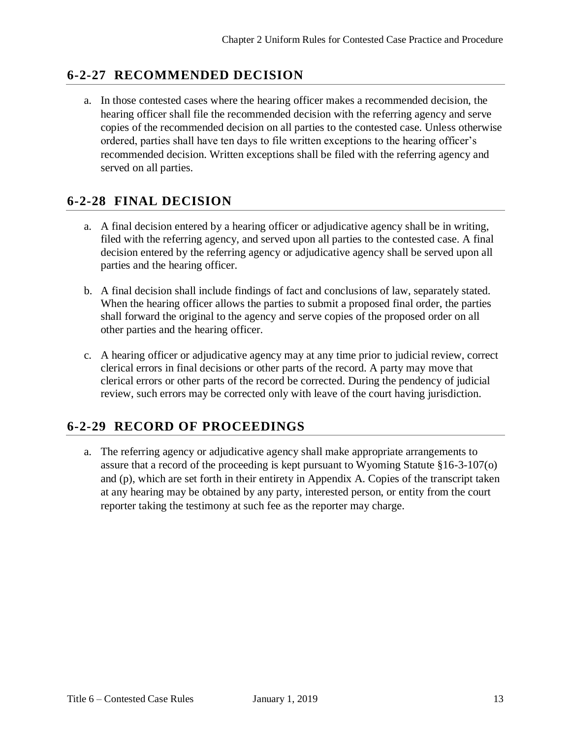## 6-2-27 RECOMMENDED DECISION

a. In those contested cases where the hearing officer makes a recommended decision, the hearing officer shall file the recommended decision with the referring agency and serve copies of the recommended decision on all parties to the contested case. Unless otherwise ordered, parties shall have ten days to file written exceptions to the hearing officer's recommended decision. Written exceptions shall be filed with the referring agency and served on all parties.

## 6-2-28 FINAL DECISION

a. A final decision entered by a hearing officer or adjudicative agency shall be in writing, filed with the referring agency, and served upon all parties to the contested case. A final decision entered by the referring agency or adjudicative agency shall be served upon all parties and the hearing officer.

b. A final decision shall include findings of fact and conclusions of law, separately stated. When the hearing officer allows the parties to submit a proposed final order, the parties shall forward the original to the agency and serve copies of the proposed order on all other parties and the hearing officer.

c. A hearing officer or adjudicative agency may at any time prior to judicial review, correct clerical errors in final decisions or other parts of the record. A party may move that clerical errors or other parts of the record be corrected. During the pendency of judicial review, such errors may be corrected only with leave of the court having jurisdiction.

## 6-2-29 RECORD OF PROCEEDINGS

a. The referring agency or adjudicative agency shall make appropriate arrangements to assure that a record of the proceeding is kept pursuant to Wyoming Statute §16-3-107(o) and (p), which are set forth in their entirety in Appendix A. Copies of the transcript taken at any hearing may be obtained by any party, interested person, or entity from the court reporter taking the testimony at such fee as the reporter may charge.